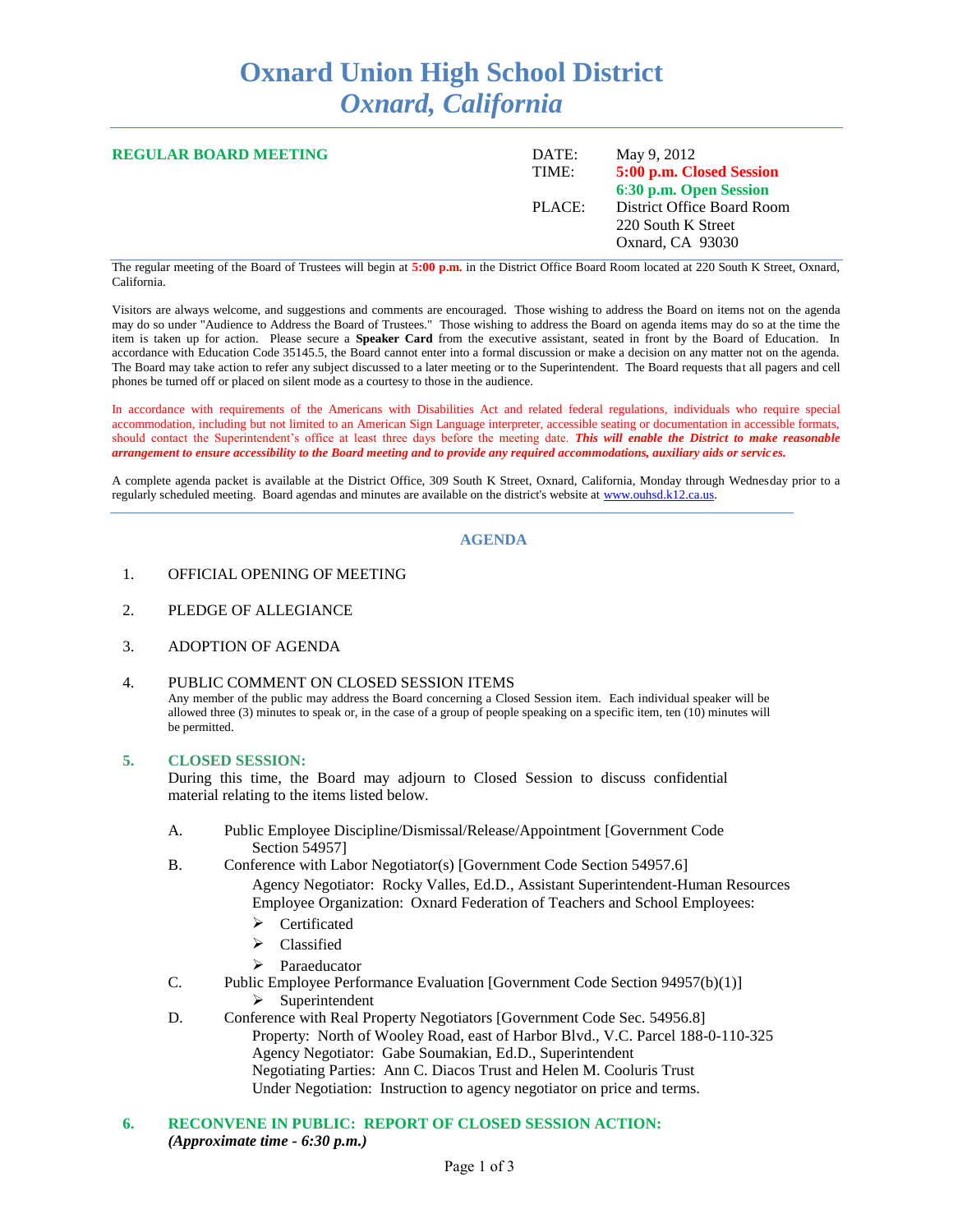# Oxnard Union High School District
## *Oxnard, California*

**REGULAR BOARD MEETING**

| | |
|---|---|
| DATE: | May 9, 2012 |
| TIME: | **5:00 p.m. Closed Session** |
| | **6:30 p.m. Open Session** |
| PLACE: | District Office Board Room |
| | 220 South K Street |
| | Oxnard, CA 93030 |

The regular meeting of the Board of Trustees will begin at **5:00 p.m.** in the District Office Board Room located at 220 South K Street, Oxnard, California.

Visitors are always welcome, and suggestions and comments are encouraged. Those wishing to address the Board on items not on the agenda may do so under "Audience to Address the Board of Trustees." Those wishing to address the Board on agenda items may do so at the time the item is taken up for action. Please secure a **Speaker Card** from the executive assistant, seated in front by the Board of Education. In accordance with Education Code 35145.5, the Board cannot enter into a formal discussion or make a decision on any matter not on the agenda. The Board may take action to refer any subject discussed to a later meeting or to the Superintendent. The Board requests that all pagers and cell phones be turned off or placed on silent mode as a courtesy to those in the audience.

In accordance with requirements of the Americans with Disabilities Act and related federal regulations, individuals who require special accommodation, including but not limited to an American Sign Language interpreter, accessible seating or documentation in accessible formats, should contact the Superintendent's office at least three days before the meeting date. ***This will enable the District to make reasonable arrangement to ensure accessibility to the Board meeting and to provide any required accommodations, auxiliary aids or services.***

A complete agenda packet is available at the District Office, 309 South K Street, Oxnard, California, Monday through Wednesday prior to a regularly scheduled meeting. Board agendas and minutes are available on the district's website at www.ouhsd.k12.ca.us.

## AGENDA

1. OFFICIAL OPENING OF MEETING

2. PLEDGE OF ALLEGIANCE

3. ADOPTION OF AGENDA

4. PUBLIC COMMENT ON CLOSED SESSION ITEMS
   Any member of the public may address the Board concerning a Closed Session item. Each individual speaker will be allowed three (3) minutes to speak or, in the case of a group of people speaking on a specific item, ten (10) minutes will be permitted.

5. **CLOSED SESSION:**
   During this time, the Board may adjourn to Closed Session to discuss confidential material relating to the items listed below.

   A. Public Employee Discipline/Dismissal/Release/Appointment [Government Code Section 54957]

   B. Conference with Labor Negotiator(s) [Government Code Section 54957.6]
      Agency Negotiator: Rocky Valles, Ed.D., Assistant Superintendent-Human Resources
      Employee Organization: Oxnard Federation of Teachers and School Employees:
      - Certificated
      - Classified
      - Paraeducator

   C. Public Employee Performance Evaluation [Government Code Section 94957(b)(1)]
      - Superintendent

   D. Conference with Real Property Negotiators [Government Code Sec. 54956.8]
      Property: North of Wooley Road, east of Harbor Blvd., V.C. Parcel 188-0-110-325
      Agency Negotiator: Gabe Soumakian, Ed.D., Superintendent
      Negotiating Parties: Ann C. Diacos Trust and Helen M. Cooluris Trust
      Under Negotiation: Instruction to agency negotiator on price and terms.

6. **RECONVENE IN PUBLIC: REPORT OF CLOSED SESSION ACTION:**
   ***(Approximate time - 6:30 p.m.)***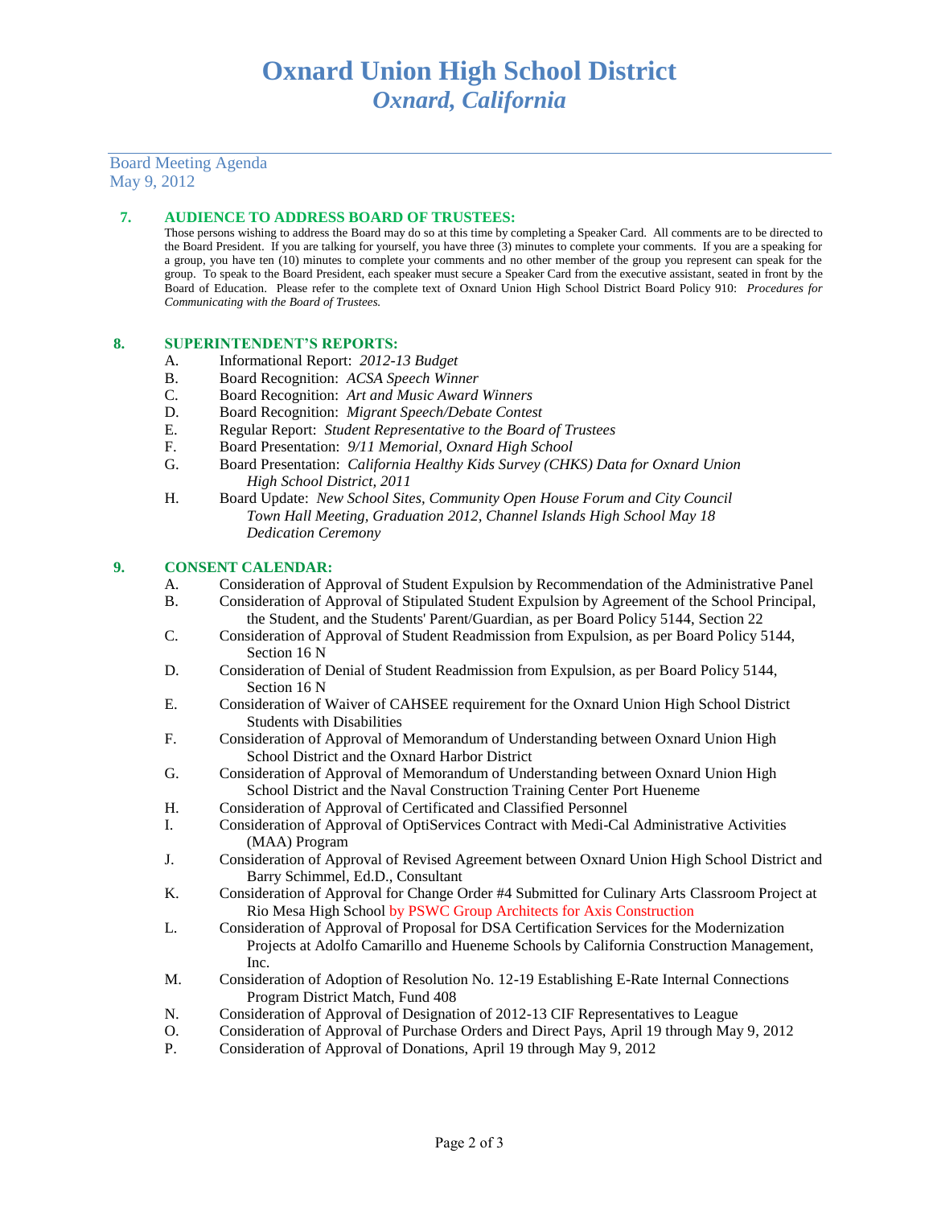# Oxnard Union High School District
## *Oxnard, California*

Board Meeting Agenda
May 9, 2012

### 7. AUDIENCE TO ADDRESS BOARD OF TRUSTEES:

Those persons wishing to address the Board may do so at this time by completing a Speaker Card. All comments are to be directed to the Board President. If you are talking for yourself, you have three (3) minutes to complete your comments. If you are a speaking for a group, you have ten (10) minutes to complete your comments and no other member of the group you represent can speak for the group. To speak to the Board President, each speaker must secure a Speaker Card from the executive assistant, seated in front by the Board of Education. Please refer to the complete text of Oxnard Union High School District Board Policy 910: *Procedures for Communicating with the Board of Trustees.*

### 8. SUPERINTENDENT'S REPORTS:

A. Informational Report: *2012-13 Budget*
B. Board Recognition: *ACSA Speech Winner*
C. Board Recognition: *Art and Music Award Winners*
D. Board Recognition: *Migrant Speech/Debate Contest*
E. Regular Report: *Student Representative to the Board of Trustees*
F. Board Presentation: *9/11 Memorial, Oxnard High School*
G. Board Presentation: *California Healthy Kids Survey (CHKS) Data for Oxnard Union High School District, 2011*
H. Board Update: *New School Sites, Community Open House Forum and City Council Town Hall Meeting, Graduation 2012, Channel Islands High School May 18 Dedication Ceremony*

### 9. CONSENT CALENDAR:

A. Consideration of Approval of Student Expulsion by Recommendation of the Administrative Panel
B. Consideration of Approval of Stipulated Student Expulsion by Agreement of the School Principal, the Student, and the Students' Parent/Guardian, as per Board Policy 5144, Section 22
C. Consideration of Approval of Student Readmission from Expulsion, as per Board Policy 5144, Section 16 N
D. Consideration of Denial of Student Readmission from Expulsion, as per Board Policy 5144, Section 16 N
E. Consideration of Waiver of CAHSEE requirement for the Oxnard Union High School District Students with Disabilities
F. Consideration of Approval of Memorandum of Understanding between Oxnard Union High School District and the Oxnard Harbor District
G. Consideration of Approval of Memorandum of Understanding between Oxnard Union High School District and the Naval Construction Training Center Port Hueneme
H. Consideration of Approval of Certificated and Classified Personnel
I. Consideration of Approval of OptiServices Contract with Medi-Cal Administrative Activities (MAA) Program
J. Consideration of Approval of Revised Agreement between Oxnard Union High School District and Barry Schimmel, Ed.D., Consultant
K. Consideration of Approval for Change Order #4 Submitted for Culinary Arts Classroom Project at Rio Mesa High School by PSWC Group Architects for Axis Construction
L. Consideration of Approval of Proposal for DSA Certification Services for the Modernization Projects at Adolfo Camarillo and Hueneme Schools by California Construction Management, Inc.
M. Consideration of Adoption of Resolution No. 12-19 Establishing E-Rate Internal Connections Program District Match, Fund 408
N. Consideration of Approval of Designation of 2012-13 CIF Representatives to League
O. Consideration of Approval of Purchase Orders and Direct Pays, April 19 through May 9, 2012
P. Consideration of Approval of Donations, April 19 through May 9, 2012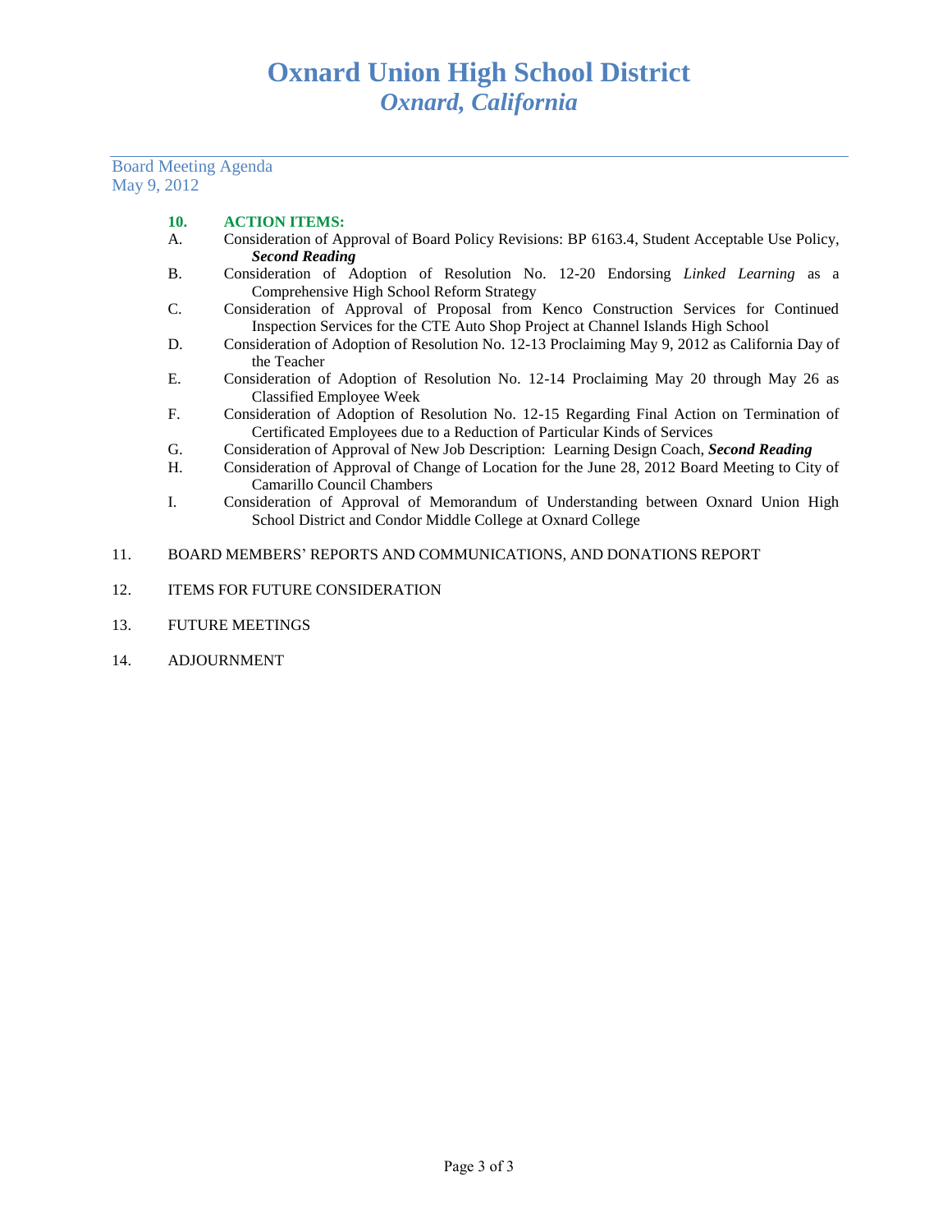# Oxnard Union High School District

## *Oxnard, California*

Board Meeting Agenda
May 9, 2012

**10. ACTION ITEMS:**

A. Consideration of Approval of Board Policy Revisions: BP 6163.4, Student Acceptable Use Policy, ***Second Reading***

B. Consideration of Adoption of Resolution No. 12-20 Endorsing *Linked Learning* as a Comprehensive High School Reform Strategy

C. Consideration of Approval of Proposal from Kenco Construction Services for Continued Inspection Services for the CTE Auto Shop Project at Channel Islands High School

D. Consideration of Adoption of Resolution No. 12-13 Proclaiming May 9, 2012 as California Day of the Teacher

E. Consideration of Adoption of Resolution No. 12-14 Proclaiming May 20 through May 26 as Classified Employee Week

F. Consideration of Adoption of Resolution No. 12-15 Regarding Final Action on Termination of Certificated Employees due to a Reduction of Particular Kinds of Services

G. Consideration of Approval of New Job Description: Learning Design Coach, ***Second Reading***

H. Consideration of Approval of Change of Location for the June 28, 2012 Board Meeting to City of Camarillo Council Chambers

I. Consideration of Approval of Memorandum of Understanding between Oxnard Union High School District and Condor Middle College at Oxnard College

11. BOARD MEMBERS' REPORTS AND COMMUNICATIONS, AND DONATIONS REPORT

12. ITEMS FOR FUTURE CONSIDERATION

13. FUTURE MEETINGS

14. ADJOURNMENT